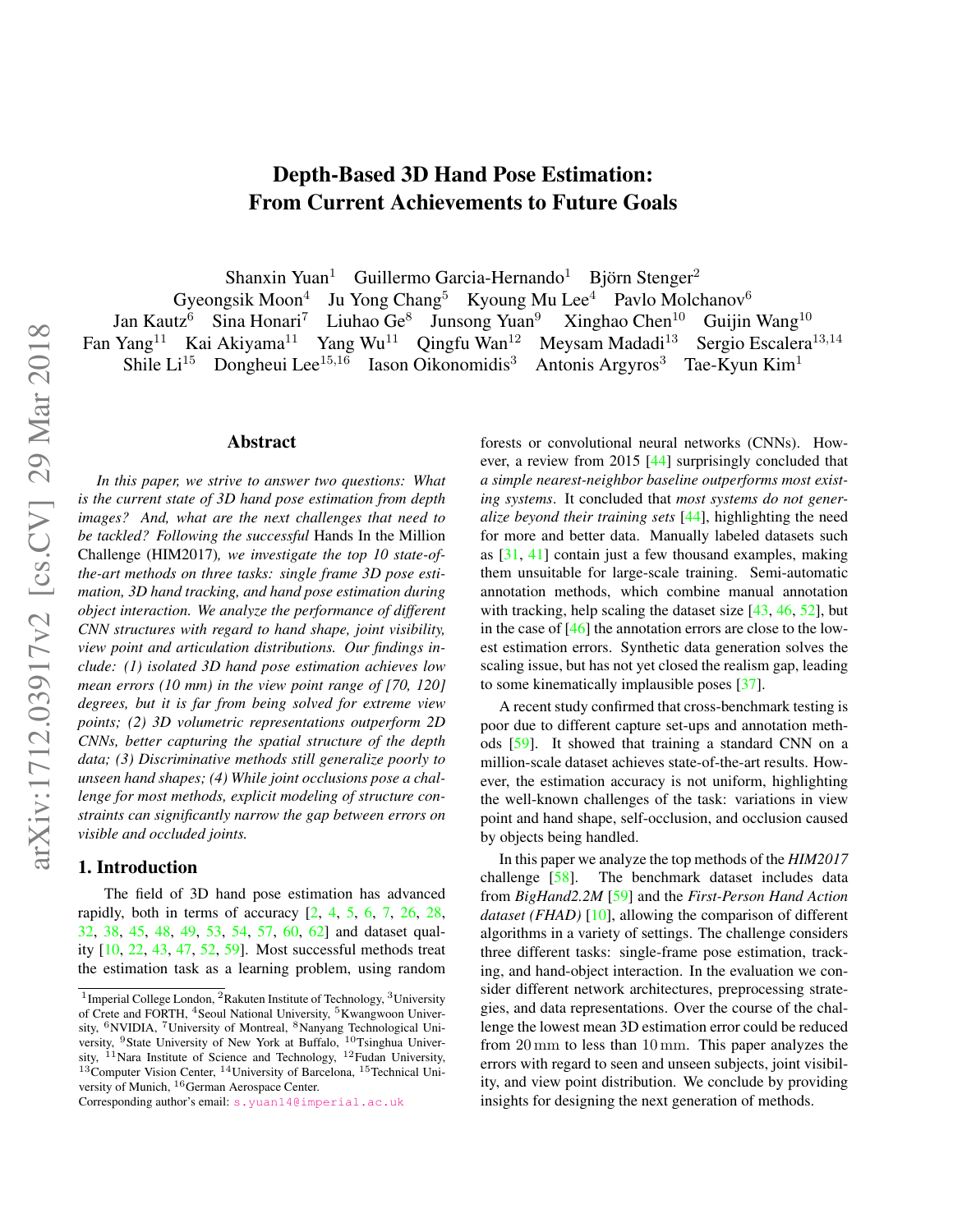# Depth-Based 3D Hand Pose Estimation: From Current Achievements to Future Goals

Shanxin Yuan[1] Guillermo Garcia-Hernando[1] Björn Stenger[2]
Gyeongsik Moon[4] Ju Yong Chang[5] Kyoung Mu Lee[4] Pavlo Molchanov[6]
Jan Kautz[6] Sina Honari[7] Liuhao Ge[8] Junsong Yuan[9] Xinghao Chen[10] Guijin Wang[10]
Fan Yang[11] Kai Akiyama[11] Yang Wu[11] Qingfu Wan[12] Meysam Madadi[13] Sergio Escalera[13,14]
Shile Li[15] Dongheui Lee[15,16] Iason Oikonomidis[3] Antonis Argyros[3] Tae-Kyun Kim[1]

## Abstract

*In this paper, we strive to answer two questions: What is the current state of 3D hand pose estimation from depth images? And, what are the next challenges that need to be tackled? Following the successful* Hands In the Million Challenge (HIM2017)*, we investigate the top 10 state-of-the-art methods on three tasks: single frame 3D pose estimation, 3D hand tracking, and hand pose estimation during object interaction. We analyze the performance of different CNN structures with regard to hand shape, joint visibility, view point and articulation distributions. Our findings include: (1) isolated 3D hand pose estimation achieves low mean errors (10 mm) in the view point range of [70, 120] degrees, but it is far from being solved for extreme view points; (2) 3D volumetric representations outperform 2D CNNs, better capturing the spatial structure of the depth data; (3) Discriminative methods still generalize poorly to unseen hand shapes; (4) While joint occlusions pose a challenge for most methods, explicit modeling of structure constraints can significantly narrow the gap between errors on visible and occluded joints.*

## 1. Introduction

The field of 3D hand pose estimation has advanced rapidly, both in terms of accuracy [2, 4, 5, 6, 7, 26, 28, 32, 38, 45, 48, 49, 53, 54, 57, 60, 62] and dataset quality [10, 22, 43, 47, 52, 59]. Most successful methods treat the estimation task as a learning problem, using random forests or convolutional neural networks (CNNs). However, a review from 2015 [44] surprisingly concluded that *a simple nearest-neighbor baseline outperforms most existing systems*. It concluded that *most systems do not generalize beyond their training sets* [44], highlighting the need for more and better data. Manually labeled datasets such as [31, 41] contain just a few thousand examples, making them unsuitable for large-scale training. Semi-automatic annotation methods, which combine manual annotation with tracking, help scaling the dataset size [43, 46, 52], but in the case of [46] the annotation errors are close to the lowest estimation errors. Synthetic data generation solves the scaling issue, but has not yet closed the realism gap, leading to some kinematically implausible poses [37].

A recent study confirmed that cross-benchmark testing is poor due to different capture set-ups and annotation methods [59]. It showed that training a standard CNN on a million-scale dataset achieves state-of-the-art results. However, the estimation accuracy is not uniform, highlighting the well-known challenges of the task: variations in view point and hand shape, self-occlusion, and occlusion caused by objects being handled.

In this paper we analyze the top methods of the *HIM2017* challenge [58]. The benchmark dataset includes data from *BigHand2.2M* [59] and the *First-Person Hand Action dataset (FHAD)* [10], allowing the comparison of different algorithms in a variety of settings. The challenge considers three different tasks: single-frame pose estimation, tracking, and hand-object interaction. In the evaluation we consider different network architectures, preprocessing strategies, and data representations. Over the course of the challenge the lowest mean 3D estimation error could be reduced from 20 mm to less than 10 mm. This paper analyzes the errors with regard to seen and unseen subjects, joint visibility, and view point distribution. We conclude by providing insights for designing the next generation of methods.

[1]Imperial College London, [2]Rakuten Institute of Technology, [3]University of Crete and FORTH, [4]Seoul National University, [5]Kwangwoon University, [6]NVIDIA, [7]University of Montreal, [8]Nanyang Technological University, [9]State University of New York at Buffalo, [10]Tsinghua University, [11]Nara Institute of Science and Technology, [12]Fudan University, [13]Computer Vision Center, [14]University of Barcelona, [15]Technical University of Munich, [16]German Aerospace Center.
Corresponding author's email: s.yuan14@imperial.ac.uk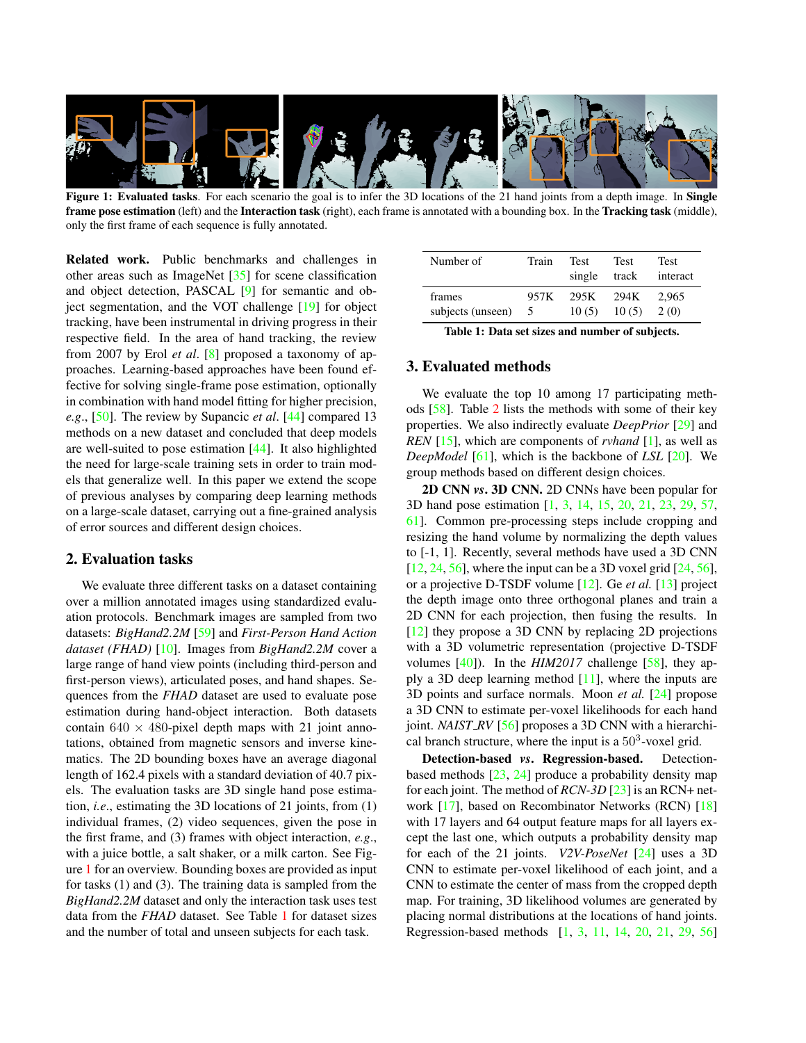**Figure 1: Evaluated tasks**. For each scenario the goal is to infer the 3D locations of the 21 hand joints from a depth image. In **Single frame pose estimation** (left) and the **Interaction task** (right), each frame is annotated with a bounding box. In the **Tracking task** (middle), only the first frame of each sequence is fully annotated.

**Related work.** Public benchmarks and challenges in other areas such as ImageNet [35] for scene classification and object detection, PASCAL [9] for semantic and object segmentation, and the VOT challenge [19] for object tracking, have been instrumental in driving progress in their respective field. In the area of hand tracking, the review from 2007 by Erol *et al*. [8] proposed a taxonomy of approaches. Learning-based approaches have been found effective for solving single-frame pose estimation, optionally in combination with hand model fitting for higher precision, *e.g*., [50]. The review by Supancic *et al*. [44] compared 13 methods on a new dataset and concluded that deep models are well-suited to pose estimation [44]. It also highlighted the need for large-scale training sets in order to train models that generalize well. In this paper we extend the scope of previous analyses by comparing deep learning methods on a large-scale dataset, carrying out a fine-grained analysis of error sources and different design choices.

## 2. Evaluation tasks

We evaluate three different tasks on a dataset containing over a million annotated images using standardized evaluation protocols. Benchmark images are sampled from two datasets: *BigHand2.2M* [59] and *First-Person Hand Action dataset (FHAD)* [10]. Images from *BigHand2.2M* cover a large range of hand view points (including third-person and first-person views), articulated poses, and hand shapes. Sequences from the *FHAD* dataset are used to evaluate pose estimation during hand-object interaction. Both datasets contain $640 \times 480$-pixel depth maps with 21 joint annotations, obtained from magnetic sensors and inverse kinematics. The 2D bounding boxes have an average diagonal length of 162.4 pixels with a standard deviation of 40.7 pixels. The evaluation tasks are 3D single hand pose estimation, *i.e*., estimating the 3D locations of 21 joints, from (1) individual frames, (2) video sequences, given the pose in the first frame, and (3) frames with object interaction, *e.g*., with a juice bottle, a salt shaker, or a milk carton. See Figure 1 for an overview. Bounding boxes are provided as input for tasks (1) and (3). The training data is sampled from the *BigHand2.2M* dataset and only the interaction task uses test data from the *FHAD* dataset. See Table 1 for dataset sizes and the number of total and unseen subjects for each task.

| Number of | Train | Test single | Test track | Test interact |
|---|---|---|---|---|
| frames | 957K | 295K | 294K | 2,965 |
| subjects (unseen) | 5 | 10 (5) | 10 (5) | 2 (0) |

**Table 1: Data set sizes and number of subjects.**

## 3. Evaluated methods

We evaluate the top 10 among 17 participating methods [58]. Table 2 lists the methods with some of their key properties. We also indirectly evaluate *DeepPrior* [29] and *REN* [15], which are components of *rvhand* [1], as well as *DeepModel* [61], which is the backbone of *LSL* [20]. We group methods based on different design choices.

**2D CNN *vs*. 3D CNN.** 2D CNNs have been popular for 3D hand pose estimation [1, 3, 14, 15, 20, 21, 23, 29, 57, 61]. Common pre-processing steps include cropping and resizing the hand volume by normalizing the depth values to [-1, 1]. Recently, several methods have used a 3D CNN [12, 24, 56], where the input can be a 3D voxel grid [24, 56], or a projective D-TSDF volume [12]. Ge *et al.* [13] project the depth image onto three orthogonal planes and train a 2D CNN for each projection, then fusing the results. In [12] they propose a 3D CNN by replacing 2D projections with a 3D volumetric representation (projective D-TSDF volumes [40]). In the *HIM2017* challenge [58], they apply a 3D deep learning method [11], where the inputs are 3D points and surface normals. Moon *et al.* [24] propose a 3D CNN to estimate per-voxel likelihoods for each hand joint. *NAIST_RV* [56] proposes a 3D CNN with a hierarchical branch structure, where the input is a $50^3$-voxel grid.

**Detection-based *vs*. Regression-based.** Detection-based methods [23, 24] produce a probability density map for each joint. The method of *RCN-3D* [23] is an RCN+ network [17], based on Recombinator Networks (RCN) [18] with 17 layers and 64 output feature maps for all layers except the last one, which outputs a probability density map for each of the 21 joints. *V2V-PoseNet* [24] uses a 3D CNN to estimate per-voxel likelihood of each joint, and a CNN to estimate the center of mass from the cropped depth map. For training, 3D likelihood volumes are generated by placing normal distributions at the locations of hand joints. Regression-based methods [1, 3, 11, 14, 20, 21, 29, 56]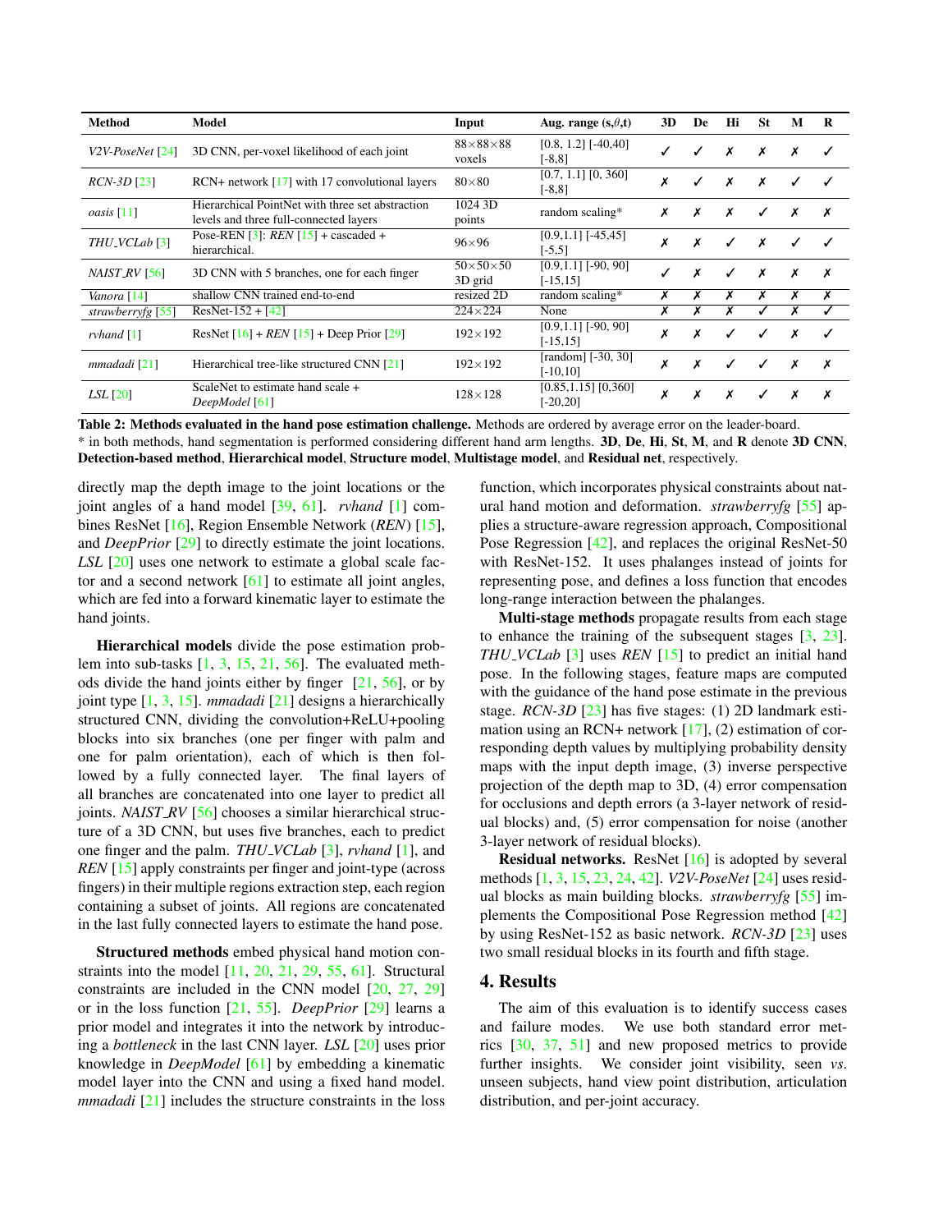| Method | Model | Input | Aug. range (s,$\theta$,t) | 3D | De | Hi | St | M | R |
|---|---|---|---|---|---|---|---|---|---|
| *V2V-PoseNet* [24] | 3D CNN, per-voxel likelihood of each joint | 88×88×88 voxels | [0.8, 1.2] [-40,40] [-8,8] | ✓ | ✓ | ✗ | ✗ | ✗ | ✓ |
| *RCN-3D* [23] | RCN+ network [17] with 17 convolutional layers | 80×80 | [0.7, 1.1] [0, 360] [-8,8] | ✗ | ✓ | ✗ | ✗ | ✓ | ✓ |
| *oasis* [11] | Hierarchical PointNet with three set abstraction levels and three full-connected layers | 1024 3D points | random scaling* | ✗ | ✗ | ✗ | ✓ | ✗ | ✗ |
| *THU_VCLab* [3] | Pose-REN [3]: *REN* [15] + cascaded + hierarchical. | 96×96 | [0.9,1.1] [-45,45] [-5,5] | ✗ | ✗ | ✓ | ✗ | ✓ | ✓ |
| *NAIST_RV* [56] | 3D CNN with 5 branches, one for each finger | 50×50×50 3D grid | [0.9,1.1] [-90, 90] [-15,15] | ✓ | ✗ | ✓ | ✗ | ✗ | ✗ |
| *Vanora* [14] | shallow CNN trained end-to-end | resized 2D | random scaling* | ✗ | ✗ | ✗ | ✗ | ✗ | ✗ |
| *strawberryfg* [55] | ResNet-152 + [42] | 224×224 | None | ✗ | ✗ | ✗ | ✓ | ✗ | ✓ |
| *rvhand* [1] | ResNet [16] + *REN* [15] + Deep Prior [29] | 192×192 | [0.9,1.1] [-90, 90] [-15,15] | ✗ | ✗ | ✓ | ✓ | ✗ | ✓ |
| *mmadadi* [21] | Hierarchical tree-like structured CNN [21] | 192×192 | [random] [-30, 30] [-10,10] | ✗ | ✗ | ✓ | ✓ | ✗ | ✗ |
| *LSL* [20] | ScaleNet to estimate hand scale + *DeepModel* [61] | 128×128 | [0.85,1.15] [0,360] [-20,20] | ✗ | ✗ | ✗ | ✓ | ✗ | ✗ |

**Table 2: Methods evaluated in the hand pose estimation challenge.** Methods are ordered by average error on the leader-board. * in both methods, hand segmentation is performed considering different hand arm lengths. **3D**, **De**, **Hi**, **St**, **M**, and **R** denote **3D CNN**, **Detection-based method**, **Hierarchical model**, **Structure model**, **Multistage model**, and **Residual net**, respectively.

directly map the depth image to the joint locations or the joint angles of a hand model [39, 61]. *rvhand* [1] combines ResNet [16], Region Ensemble Network (*REN*) [15], and *DeepPrior* [29] to directly estimate the joint locations. *LSL* [20] uses one network to estimate a global scale factor and a second network [61] to estimate all joint angles, which are fed into a forward kinematic layer to estimate the hand joints.

**Hierarchical models** divide the pose estimation problem into sub-tasks [1, 3, 15, 21, 56]. The evaluated methods divide the hand joints either by finger [21, 56], or by joint type [1, 3, 15]. *mmadadi* [21] designs a hierarchically structured CNN, dividing the convolution+ReLU+pooling blocks into six branches (one per finger with palm and one for palm orientation), each of which is then followed by a fully connected layer. The final layers of all branches are concatenated into one layer to predict all joints. *NAIST_RV* [56] chooses a similar hierarchical structure of a 3D CNN, but uses five branches, each to predict one finger and the palm. *THU_VCLab* [3], *rvhand* [1], and *REN* [15] apply constraints per finger and joint-type (across fingers) in their multiple regions extraction step, each region containing a subset of joints. All regions are concatenated in the last fully connected layers to estimate the hand pose.

**Structured methods** embed physical hand motion constraints into the model [11, 20, 21, 29, 55, 61]. Structural constraints are included in the CNN model [20, 27, 29] or in the loss function [21, 55]. *DeepPrior* [29] learns a prior model and integrates it into the network by introducing a *bottleneck* in the last CNN layer. *LSL* [20] uses prior knowledge in *DeepModel* [61] by embedding a kinematic model layer into the CNN and using a fixed hand model. *mmadadi* [21] includes the structure constraints in the loss function, which incorporates physical constraints about natural hand motion and deformation. *strawberryfg* [55] applies a structure-aware regression approach, Compositional Pose Regression [42], and replaces the original ResNet-50 with ResNet-152. It uses phalanges instead of joints for representing pose, and defines a loss function that encodes long-range interaction between the phalanges.

**Multi-stage methods** propagate results from each stage to enhance the training of the subsequent stages [3, 23]. *THU_VCLab* [3] uses *REN* [15] to predict an initial hand pose. In the following stages, feature maps are computed with the guidance of the hand pose estimate in the previous stage. *RCN-3D* [23] has five stages: (1) 2D landmark estimation using an RCN+ network [17], (2) estimation of corresponding depth values by multiplying probability density maps with the input depth image, (3) inverse perspective projection of the depth map to 3D, (4) error compensation for occlusions and depth errors (a 3-layer network of residual blocks) and, (5) error compensation for noise (another 3-layer network of residual blocks).

**Residual networks.** ResNet [16] is adopted by several methods [1, 3, 15, 23, 24, 42]. *V2V-PoseNet* [24] uses residual blocks as main building blocks. *strawberryfg* [55] implements the Compositional Pose Regression method [42] by using ResNet-152 as basic network. *RCN-3D* [23] uses two small residual blocks in its fourth and fifth stage.

## 4. Results

The aim of this evaluation is to identify success cases and failure modes. We use both standard error metrics [30, 37, 51] and new proposed metrics to provide further insights. We consider joint visibility, seen *vs.* unseen subjects, hand view point distribution, articulation distribution, and per-joint accuracy.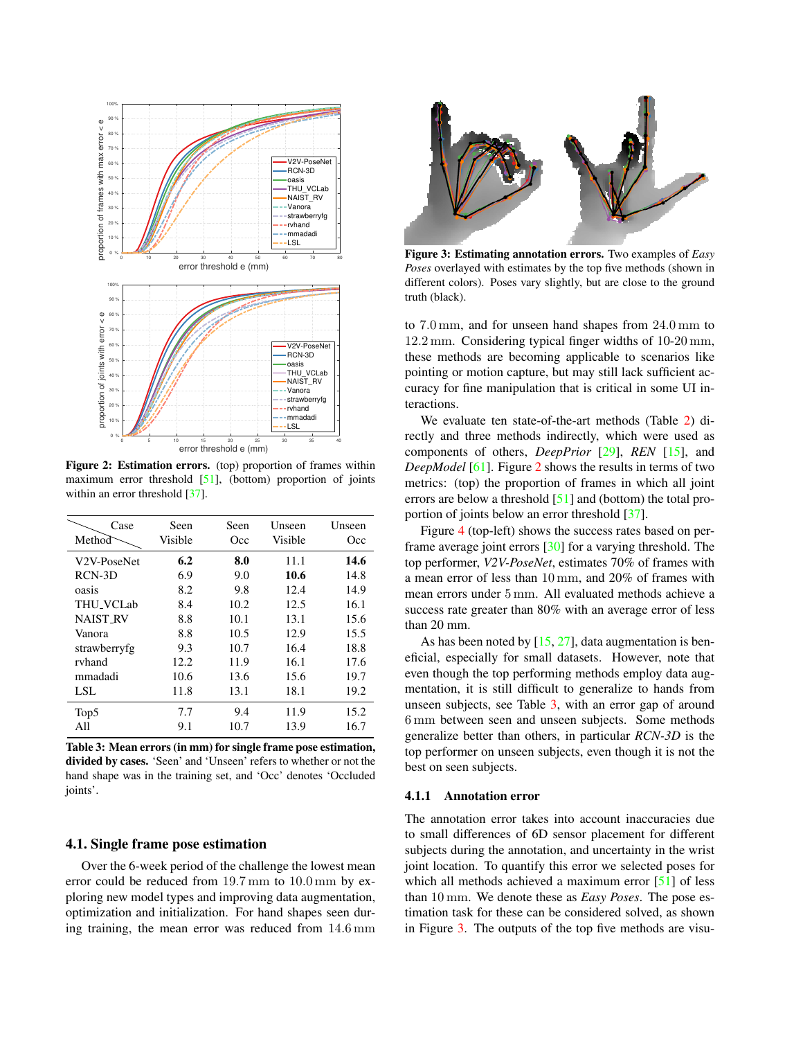**Figure 2: Estimation errors.** (top) proportion of frames within maximum error threshold [51], (bottom) proportion of joints within an error threshold [37].

| Method \ Case | Seen Visible | Seen Occ | Unseen Visible | Unseen Occ |
|---|---|---|---|---|
| V2V-PoseNet | **6.2** | **8.0** | 11.1 | **14.6** |
| RCN-3D | 6.9 | 9.0 | **10.6** | 14.8 |
| oasis | 8.2 | 9.8 | 12.4 | 14.9 |
| THU_VCLab | 8.4 | 10.2 | 12.5 | 16.1 |
| NAIST_RV | 8.8 | 10.1 | 13.1 | 15.6 |
| Vanora | 8.8 | 10.5 | 12.9 | 15.5 |
| strawberryfg | 9.3 | 10.7 | 16.4 | 18.8 |
| rvhand | 12.2 | 11.9 | 16.1 | 17.6 |
| mmadadi | 10.6 | 13.6 | 15.6 | 19.7 |
| LSL | 11.8 | 13.1 | 18.1 | 19.2 |
| Top5 | 7.7 | 9.4 | 11.9 | 15.2 |
| All | 9.1 | 10.7 | 13.9 | 16.7 |

**Table 3: Mean errors (in mm) for single frame pose estimation, divided by cases.** 'Seen' and 'Unseen' refers to whether or not the hand shape was in the training set, and 'Occ' denotes 'Occluded joints'.

## 4.1. Single frame pose estimation

Over the 6-week period of the challenge the lowest mean error could be reduced from 19.7 mm to 10.0 mm by exploring new model types and improving data augmentation, optimization and initialization. For hand shapes seen during training, the mean error was reduced from 14.6 mm to 7.0 mm, and for unseen hand shapes from 24.0 mm to 12.2 mm. Considering typical finger widths of 10-20 mm, these methods are becoming applicable to scenarios like pointing or motion capture, but may still lack sufficient accuracy for fine manipulation that is critical in some UI interactions.

**Figure 3: Estimating annotation errors.** Two examples of *Easy Poses* overlayed with estimates by the top five methods (shown in different colors). Poses vary slightly, but are close to the ground truth (black).

We evaluate ten state-of-the-art methods (Table 2) directly and three methods indirectly, which were used as components of others, *DeepPrior* [29], *REN* [15], and *DeepModel* [61]. Figure 2 shows the results in terms of two metrics: (top) the proportion of frames in which all joint errors are below a threshold [51] and (bottom) the total proportion of joints below an error threshold [37].

Figure 4 (top-left) shows the success rates based on per-frame average joint errors [30] for a varying threshold. The top performer, *V2V-PoseNet*, estimates 70% of frames with a mean error of less than 10 mm, and 20% of frames with mean errors under 5 mm. All evaluated methods achieve a success rate greater than 80% with an average error of less than 20 mm.

As has been noted by [15, 27], data augmentation is beneficial, especially for small datasets. However, note that even though the top performing methods employ data augmentation, it is still difficult to generalize to hands from unseen subjects, see Table 3, with an error gap of around 6 mm between seen and unseen subjects. Some methods generalize better than others, in particular *RCN-3D* is the top performer on unseen subjects, even though it is not the best on seen subjects.

### 4.1.1 Annotation error

The annotation error takes into account inaccuracies due to small differences of 6D sensor placement for different subjects during the annotation, and uncertainty in the wrist joint location. To quantify this error we selected poses for which all methods achieved a maximum error [51] of less than 10 mm. We denote these as *Easy Poses*. The pose estimation task for these can be considered solved, as shown in Figure 3. The outputs of the top five methods are visu-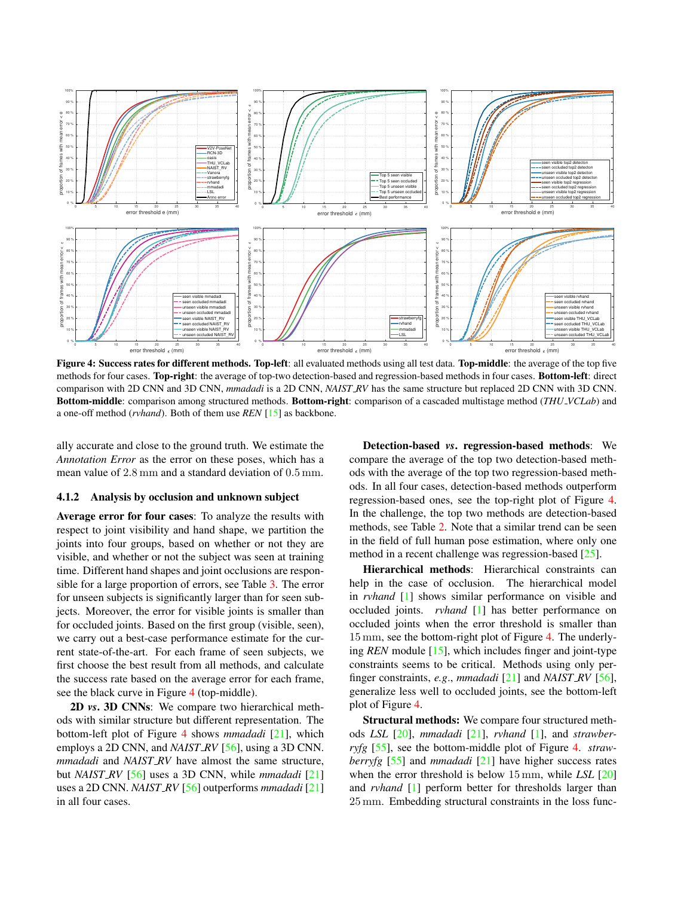**Figure 4: Success rates for different methods. Top-left**: all evaluated methods using all test data. **Top-middle**: the average of the top five methods for four cases. **Top-right**: the average of top-two detection-based and regression-based methods in four cases. **Bottom-left**: direct comparison with 2D CNN and 3D CNN, *mmadadi* is a 2D CNN, *NAIST_RV* has the same structure but replaced 2D CNN with 3D CNN. **Bottom-middle**: comparison among structured methods. **Bottom-right**: comparison of a cascaded multistage method (*THU_VCLab*) and a one-off method (*rvhand*). Both of them use *REN* [15] as backbone.

ally accurate and close to the ground truth. We estimate the *Annotation Error* as the error on these poses, which has a mean value of 2.8 mm and a standard deviation of 0.5 mm.

### 4.1.2 Analysis by occlusion and unknown subject

**Average error for four cases**: To analyze the results with respect to joint visibility and hand shape, we partition the joints into four groups, based on whether or not they are visible, and whether or not the subject was seen at training time. Different hand shapes and joint occlusions are responsible for a large proportion of errors, see Table 3. The error for unseen subjects is significantly larger than for seen subjects. Moreover, the error for visible joints is smaller than for occluded joints. Based on the first group (visible, seen), we carry out a best-case performance estimate for the current state-of-the-art. For each frame of seen subjects, we first choose the best result from all methods, and calculate the success rate based on the average error for each frame, see the black curve in Figure 4 (top-middle).

**2D *vs*. 3D CNNs**: We compare two hierarchical methods with similar structure but different representation. The bottom-left plot of Figure 4 shows *mmadadi* [21], which employs a 2D CNN, and *NAIST_RV* [56], using a 3D CNN. *mmadadi* and *NAIST_RV* have almost the same structure, but *NAIST_RV* [56] uses a 3D CNN, while *mmadadi* [21] uses a 2D CNN. *NAIST_RV* [56] outperforms *mmadadi* [21] in all four cases.

**Detection-based *vs*. regression-based methods**: We compare the average of the top two detection-based methods with the average of the top two regression-based methods. In all four cases, detection-based methods outperform regression-based ones, see the top-right plot of Figure 4. In the challenge, the top two methods are detection-based methods, see Table 2. Note that a similar trend can be seen in the field of full human pose estimation, where only one method in a recent challenge was regression-based [25].

**Hierarchical methods**: Hierarchical constraints can help in the case of occlusion. The hierarchical model in *rvhand* [1] shows similar performance on visible and occluded joints. *rvhand* [1] has better performance on occluded joints when the error threshold is smaller than 15 mm, see the bottom-right plot of Figure 4. The underlying *REN* module [15], which includes finger and joint-type constraints seems to be critical. Methods using only per-finger constraints, *e.g*., *mmadadi* [21] and *NAIST_RV* [56], generalize less well to occluded joints, see the bottom-left plot of Figure 4.

**Structural methods:** We compare four structured methods *LSL* [20], *mmadadi* [21], *rvhand* [1], and *strawberryfg* [55], see the bottom-middle plot of Figure 4. *strawberryfg* [55] and *mmadadi* [21] have higher success rates when the error threshold is below 15 mm, while *LSL* [20] and *rvhand* [1] perform better for thresholds larger than 25 mm. Embedding structural constraints in the loss func-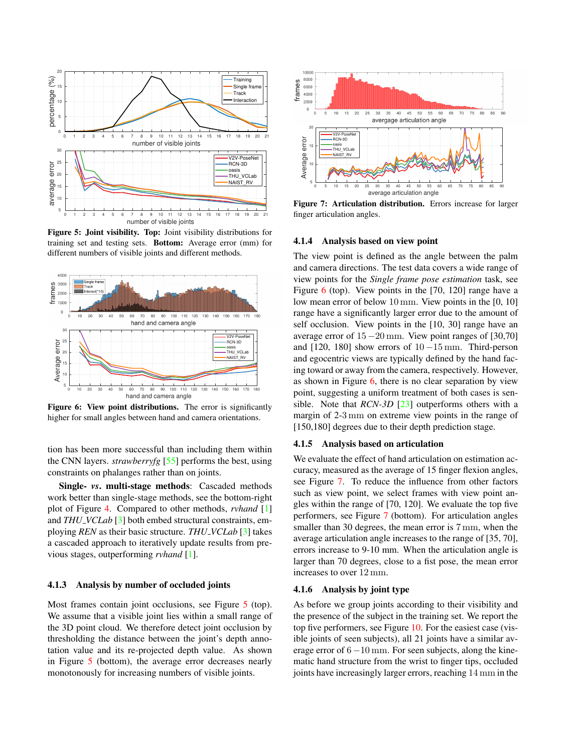Figure 5: **Joint visibility. Top:** Joint visibility distributions for training set and testing sets. **Bottom:** Average error (mm) for different numbers of visible joints and different methods.

**Figure 6: View point distributions.** The error is significantly higher for small angles between hand and camera orientations.

tion has been more successful than including them within the CNN layers. *strawberryfg* [55] performs the best, using constraints on phalanges rather than on joints.

**Single- *vs*. multi-stage methods**: Cascaded methods work better than single-stage methods, see the bottom-right plot of Figure 4. Compared to other methods, *rvhand* [1] and *THU_VCLab* [3] both embed structural constraints, employing *REN* as their basic structure. *THU_VCLab* [3] takes a cascaded approach to iteratively update results from previous stages, outperforming *rvhand* [1].

#### 4.1.3 Analysis by number of occluded joints

Most frames contain joint occlusions, see Figure 5 (top). We assume that a visible joint lies within a small range of the 3D point cloud. We therefore detect joint occlusion by thresholding the distance between the joint's depth annotation value and its re-projected depth value. As shown in Figure 5 (bottom), the average error decreases nearly monotonously for increasing numbers of visible joints.

**Figure 7: Articulation distribution.** Errors increase for larger finger articulation angles.

#### 4.1.4 Analysis based on view point

The view point is defined as the angle between the palm and camera directions. The test data covers a wide range of view points for the *Single frame pose estimation* task, see Figure 6 (top). View points in the [70, 120] range have a low mean error of below $10\,\mathrm{mm}$. View points in the [0, 10] range have a significantly larger error due to the amount of self occlusion. View points in the [10, 30] range have an average error of $15-20\,\mathrm{mm}$. View point ranges of [30,70] and [120, 180] show errors of $10-15\,\mathrm{mm}$. Third-person and egocentric views are typically defined by the hand facing toward or away from the camera, respectively. However, as shown in Figure 6, there is no clear separation by view point, suggesting a uniform treatment of both cases is sensible. Note that *RCN-3D* [23] outperforms others with a margin of 2-3 mm on extreme view points in the range of [150,180] degrees due to their depth prediction stage.

#### 4.1.5 Analysis based on articulation

We evaluate the effect of hand articulation on estimation accuracy, measured as the average of 15 finger flexion angles, see Figure 7. To reduce the influence from other factors such as view point, we select frames with view point angles within the range of [70, 120]. We evaluate the top five performers, see Figure 7 (bottom). For articulation angles smaller than 30 degrees, the mean error is $7\,\mathrm{mm}$, when the average articulation angle increases to the range of [35, 70], errors increase to 9-10 mm. When the articulation angle is larger than 70 degrees, close to a fist pose, the mean error increases to over $12\,\mathrm{mm}$.

#### 4.1.6 Analysis by joint type

As before we group joints according to their visibility and the presence of the subject in the training set. We report the top five performers, see Figure 10. For the easiest case (visible joints of seen subjects), all 21 joints have a similar average error of $6-10\,\mathrm{mm}$. For seen subjects, along the kinematic hand structure from the wrist to finger tips, occluded joints have increasingly larger errors, reaching $14\,\mathrm{mm}$ in the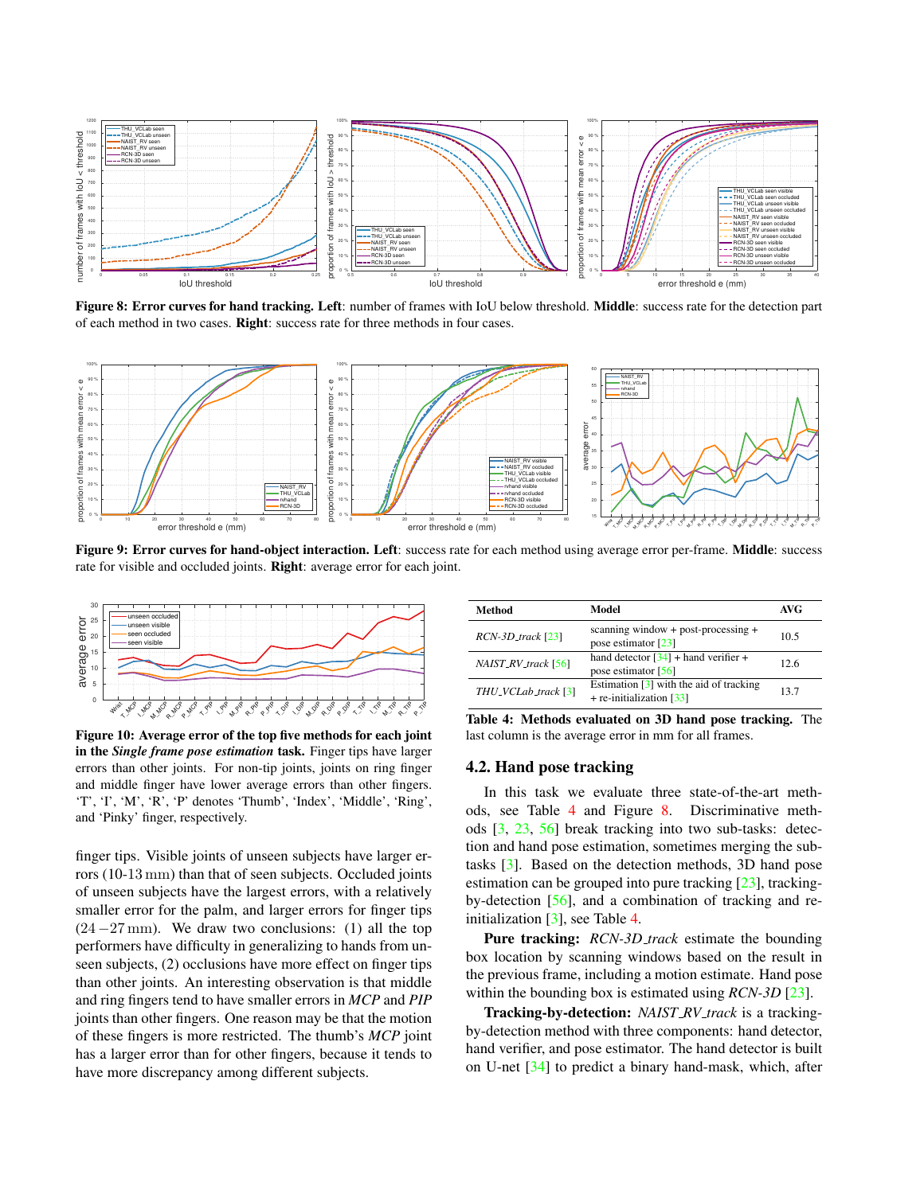**Figure 8: Error curves for hand tracking. Left**: number of frames with IoU below threshold. **Middle**: success rate for the detection part of each method in two cases. **Right**: success rate for three methods in four cases.

**Figure 9: Error curves for hand-object interaction. Left**: success rate for each method using average error per-frame. **Middle**: success rate for visible and occluded joints. **Right**: average error for each joint.

**Figure 10: Average error of the top five methods for each joint in the *Single frame pose estimation* task.** Finger tips have larger errors than other joints. For non-tip joints, joints on ring finger and middle finger have lower average errors than other fingers. 'T', 'I', 'M', 'R', 'P' denotes 'Thumb', 'Index', 'Middle', 'Ring', and 'Pinky' finger, respectively.

finger tips. Visible joints of unseen subjects have larger errors (10-13 mm) than that of seen subjects. Occluded joints of unseen subjects have the largest errors, with a relatively smaller error for the palm, and larger errors for finger tips ($24-27\,\mathrm{mm}$). We draw two conclusions: (1) all the top performers have difficulty in generalizing to hands from unseen subjects, (2) occlusions have more effect on finger tips than other joints. An interesting observation is that middle and ring fingers tend to have smaller errors in *MCP* and *PIP* joints than other fingers. One reason may be that the motion of these fingers is more restricted. The thumb's *MCP* joint has a larger error than for other fingers, because it tends to have more discrepancy among different subjects.

| Method | Model | AVG |
|---|---|---|
| *RCN-3D_track* [23] | scanning window + post-processing + pose estimator [23] | 10.5 |
| *NAIST_RV_track* [56] | hand detector [34] + hand verifier + pose estimator [56] | 12.6 |
| *THU_VCLab_track* [3] | Estimation [3] with the aid of tracking + re-initialization [33] | 13.7 |

**Table 4: Methods evaluated on 3D hand pose tracking.** The last column is the average error in mm for all frames.

## 4.2. Hand pose tracking

In this task we evaluate three state-of-the-art methods, see Table 4 and Figure 8. Discriminative methods [3, 23, 56] break tracking into two sub-tasks: detection and hand pose estimation, sometimes merging the subtasks [3]. Based on the detection methods, 3D hand pose estimation can be grouped into pure tracking [23], tracking-by-detection [56], and a combination of tracking and re-initialization [3], see Table 4.

**Pure tracking:** *RCN-3D_track* estimate the bounding box location by scanning windows based on the result in the previous frame, including a motion estimate. Hand pose within the bounding box is estimated using *RCN-3D* [23].

**Tracking-by-detection:** *NAIST_RV_track* is a tracking-by-detection method with three components: hand detector, hand verifier, and pose estimator. The hand detector is built on U-net [34] to predict a binary hand-mask, which, after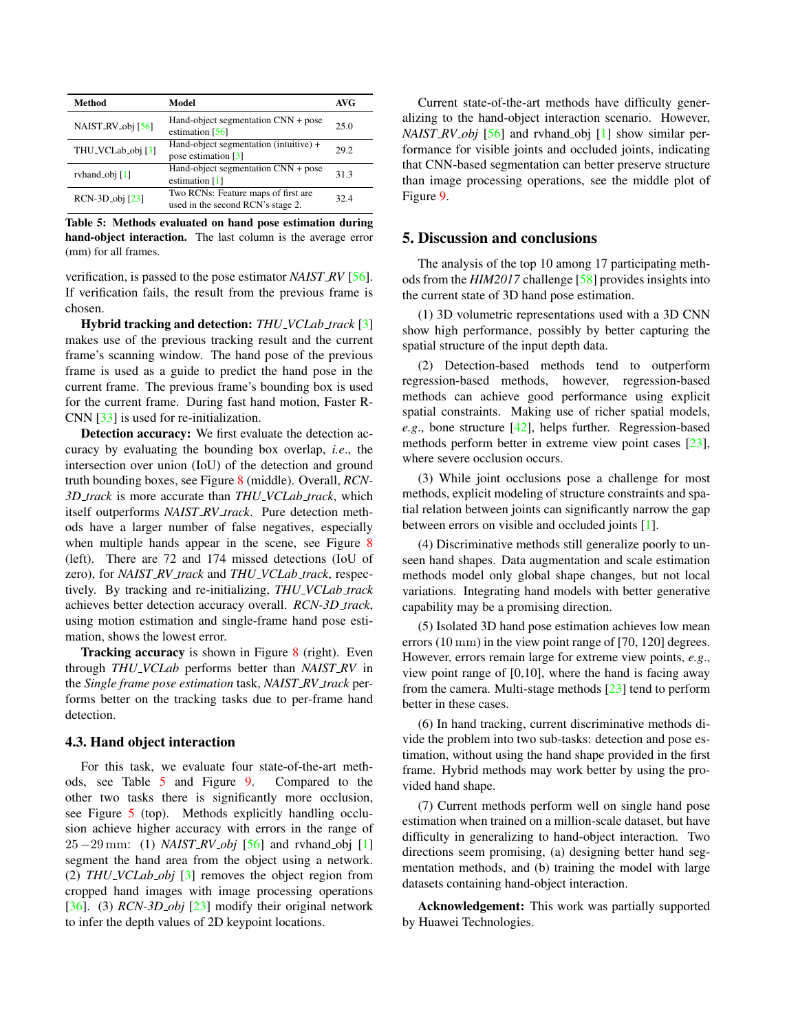| Method | Model | AVG |
|---|---|---|
| NAIST_RV_obj [56] | Hand-object segmentation CNN + pose estimation [56] | 25.0 |
| THU_VCLab_obj [3] | Hand-object segmentation (intuitive) + pose estimation [3] | 29.2 |
| rvhand_obj [1] | Hand-object segmentation CNN + pose estimation [1] | 31.3 |
| RCN-3D_obj [23] | Two RCNs: Feature maps of first are used in the second RCN's stage 2. | 32.4 |

**Table 5: Methods evaluated on hand pose estimation during hand-object interaction.** The last column is the average error (mm) for all frames.

verification, is passed to the pose estimator *NAIST_RV* [56]. If verification fails, the result from the previous frame is chosen.

**Hybrid tracking and detection:** *THU_VCLab_track* [3] makes use of the previous tracking result and the current frame's scanning window. The hand pose of the previous frame is used as a guide to predict the hand pose in the current frame. The previous frame's bounding box is used for the current frame. During fast hand motion, Faster R-CNN [33] is used for re-initialization.

**Detection accuracy:** We first evaluate the detection accuracy by evaluating the bounding box overlap, *i.e*., the intersection over union (IoU) of the detection and ground truth bounding boxes, see Figure 8 (middle). Overall, *RCN-3D_track* is more accurate than *THU_VCLab_track*, which itself outperforms *NAIST_RV_track*. Pure detection methods have a larger number of false negatives, especially when multiple hands appear in the scene, see Figure 8 (left). There are 72 and 174 missed detections (IoU of zero), for *NAIST_RV_track* and *THU_VCLab_track*, respectively. By tracking and re-initializing, *THU_VCLab_track* achieves better detection accuracy overall. *RCN-3D_track*, using motion estimation and single-frame hand pose estimation, shows the lowest error.

**Tracking accuracy** is shown in Figure 8 (right). Even through *THU_VCLab* performs better than *NAIST_RV* in the *Single frame pose estimation* task, *NAIST_RV_track* performs better on the tracking tasks due to per-frame hand detection.

### 4.3. Hand object interaction

For this task, we evaluate four state-of-the-art methods, see Table 5 and Figure 9. Compared to the other two tasks there is significantly more occlusion, see Figure 5 (top). Methods explicitly handling occlusion achieve higher accuracy with errors in the range of $25-29\,\text{mm}$: (1) *NAIST_RV_obj* [56] and rvhand_obj [1] segment the hand area from the object using a network. (2) *THU_VCLab_obj* [3] removes the object region from cropped hand images with image processing operations [36]. (3) *RCN-3D_obj* [23] modify their original network to infer the depth values of 2D keypoint locations.

Current state-of-the-art methods have difficulty generalizing to the hand-object interaction scenario. However, *NAIST_RV_obj* [56] and rvhand_obj [1] show similar performance for visible joints and occluded joints, indicating that CNN-based segmentation can better preserve structure than image processing operations, see the middle plot of Figure 9.

## 5. Discussion and conclusions

The analysis of the top 10 among 17 participating methods from the *HIM2017* challenge [58] provides insights into the current state of 3D hand pose estimation.

(1) 3D volumetric representations used with a 3D CNN show high performance, possibly by better capturing the spatial structure of the input depth data.

(2) Detection-based methods tend to outperform regression-based methods, however, regression-based methods can achieve good performance using explicit spatial constraints. Making use of richer spatial models, *e.g*., bone structure [42], helps further. Regression-based methods perform better in extreme view point cases [23], where severe occlusion occurs.

(3) While joint occlusions pose a challenge for most methods, explicit modeling of structure constraints and spatial relation between joints can significantly narrow the gap between errors on visible and occluded joints [1].

(4) Discriminative methods still generalize poorly to unseen hand shapes. Data augmentation and scale estimation methods model only global shape changes, but not local variations. Integrating hand models with better generative capability may be a promising direction.

(5) Isolated 3D hand pose estimation achieves low mean errors ($10\,\text{mm}$) in the view point range of [70, 120] degrees. However, errors remain large for extreme view points, *e.g*., view point range of [0,10], where the hand is facing away from the camera. Multi-stage methods [23] tend to perform better in these cases.

(6) In hand tracking, current discriminative methods divide the problem into two sub-tasks: detection and pose estimation, without using the hand shape provided in the first frame. Hybrid methods may work better by using the provided hand shape.

(7) Current methods perform well on single hand pose estimation when trained on a million-scale dataset, but have difficulty in generalizing to hand-object interaction. Two directions seem promising, (a) designing better hand segmentation methods, and (b) training the model with large datasets containing hand-object interaction.

**Acknowledgement:** This work was partially supported by Huawei Technologies.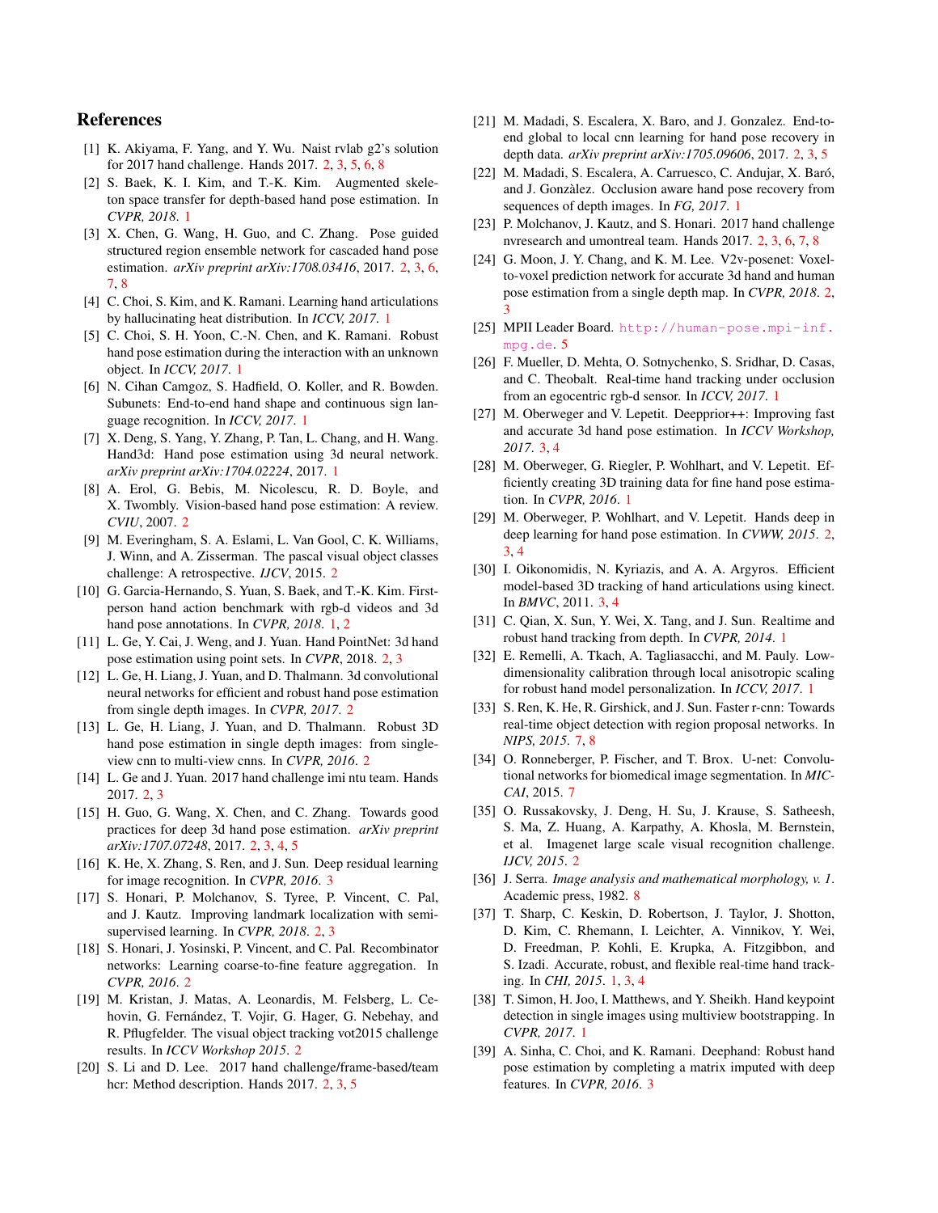## References

[1] K. Akiyama, F. Yang, and Y. Wu. Naist rvlab g2's solution for 2017 hand challenge. Hands 2017. 2, 3, 5, 6, 8

[2] S. Baek, K. I. Kim, and T.-K. Kim. Augmented skeleton space transfer for depth-based hand pose estimation. In *CVPR, 2018*. 1

[3] X. Chen, G. Wang, H. Guo, and C. Zhang. Pose guided structured region ensemble network for cascaded hand pose estimation. *arXiv preprint arXiv:1708.03416*, 2017. 2, 3, 6, 7, 8

[4] C. Choi, S. Kim, and K. Ramani. Learning hand articulations by hallucinating heat distribution. In *ICCV, 2017*. 1

[5] C. Choi, S. H. Yoon, C.-N. Chen, and K. Ramani. Robust hand pose estimation during the interaction with an unknown object. In *ICCV, 2017*. 1

[6] N. Cihan Camgoz, S. Hadfield, O. Koller, and R. Bowden. Subunets: End-to-end hand shape and continuous sign language recognition. In *ICCV, 2017*. 1

[7] X. Deng, S. Yang, Y. Zhang, P. Tan, L. Chang, and H. Wang. Hand3d: Hand pose estimation using 3d neural network. *arXiv preprint arXiv:1704.02224*, 2017. 1

[8] A. Erol, G. Bebis, M. Nicolescu, R. D. Boyle, and X. Twombly. Vision-based hand pose estimation: A review. *CVIU*, 2007. 2

[9] M. Everingham, S. A. Eslami, L. Van Gool, C. K. Williams, J. Winn, and A. Zisserman. The pascal visual object classes challenge: A retrospective. *IJCV*, 2015. 2

[10] G. Garcia-Hernando, S. Yuan, S. Baek, and T.-K. Kim. First-person hand action benchmark with rgb-d videos and 3d hand pose annotations. In *CVPR, 2018*. 1, 2

[11] L. Ge, Y. Cai, J. Weng, and J. Yuan. Hand PointNet: 3d hand pose estimation using point sets. In *CVPR*, 2018. 2, 3

[12] L. Ge, H. Liang, J. Yuan, and D. Thalmann. 3d convolutional neural networks for efficient and robust hand pose estimation from single depth images. In *CVPR, 2017*. 2

[13] L. Ge, H. Liang, J. Yuan, and D. Thalmann. Robust 3D hand pose estimation in single depth images: from single-view cnn to multi-view cnns. In *CVPR, 2016*. 2

[14] L. Ge and J. Yuan. 2017 hand challenge imi ntu team. Hands 2017. 2, 3

[15] H. Guo, G. Wang, X. Chen, and C. Zhang. Towards good practices for deep 3d hand pose estimation. *arXiv preprint arXiv:1707.07248*, 2017. 2, 3, 4, 5

[16] K. He, X. Zhang, S. Ren, and J. Sun. Deep residual learning for image recognition. In *CVPR, 2016*. 3

[17] S. Honari, P. Molchanov, S. Tyree, P. Vincent, C. Pal, and J. Kautz. Improving landmark localization with semi-supervised learning. In *CVPR, 2018*. 2, 3

[18] S. Honari, J. Yosinski, P. Vincent, and C. Pal. Recombinator networks: Learning coarse-to-fine feature aggregation. In *CVPR, 2016*. 2

[19] M. Kristan, J. Matas, A. Leonardis, M. Felsberg, L. Cehovin, G. Fernández, T. Vojir, G. Hager, G. Nebehay, and R. Pflugfelder. The visual object tracking vot2015 challenge results. In *ICCV Workshop 2015*. 2

[20] S. Li and D. Lee. 2017 hand challenge/frame-based/team hcr: Method description. Hands 2017. 2, 3, 5

[21] M. Madadi, S. Escalera, X. Baro, and J. Gonzalez. End-to-end global to local cnn learning for hand pose recovery in depth data. *arXiv preprint arXiv:1705.09606*, 2017. 2, 3, 5

[22] M. Madadi, S. Escalera, A. Carruesco, C. Andujar, X. Baró, and J. Gonzàlez. Occlusion aware hand pose recovery from sequences of depth images. In *FG, 2017*. 1

[23] P. Molchanov, J. Kautz, and S. Honari. 2017 hand challenge nvresearch and umontreal team. Hands 2017. 2, 3, 6, 7, 8

[24] G. Moon, J. Y. Chang, and K. M. Lee. V2v-posenet: Voxel-to-voxel prediction network for accurate 3d hand and human pose estimation from a single depth map. In *CVPR, 2018*. 2, 3

[25] MPII Leader Board. http://human-pose.mpi-inf.mpg.de. 5

[26] F. Mueller, D. Mehta, O. Sotnychenko, S. Sridhar, D. Casas, and C. Theobalt. Real-time hand tracking under occlusion from an egocentric rgb-d sensor. In *ICCV, 2017*. 1

[27] M. Oberweger and V. Lepetit. Deepprior++: Improving fast and accurate 3d hand pose estimation. In *ICCV Workshop, 2017*. 3, 4

[28] M. Oberweger, G. Riegler, P. Wohlhart, and V. Lepetit. Efficiently creating 3D training data for fine hand pose estimation. In *CVPR, 2016*. 1

[29] M. Oberweger, P. Wohlhart, and V. Lepetit. Hands deep in deep learning for hand pose estimation. In *CVWW, 2015*. 2, 3, 4

[30] I. Oikonomidis, N. Kyriazis, and A. A. Argyros. Efficient model-based 3D tracking of hand articulations using kinect. In *BMVC*, 2011. 3, 4

[31] C. Qian, X. Sun, Y. Wei, X. Tang, and J. Sun. Realtime and robust hand tracking from depth. In *CVPR, 2014*. 1

[32] E. Remelli, A. Tkach, A. Tagliasacchi, and M. Pauly. Low-dimensionality calibration through local anisotropic scaling for robust hand model personalization. In *ICCV, 2017*. 1

[33] S. Ren, K. He, R. Girshick, and J. Sun. Faster r-cnn: Towards real-time object detection with region proposal networks. In *NIPS, 2015*. 7, 8

[34] O. Ronneberger, P. Fischer, and T. Brox. U-net: Convolutional networks for biomedical image segmentation. In *MICCAI*, 2015. 7

[35] O. Russakovsky, J. Deng, H. Su, J. Krause, S. Satheesh, S. Ma, Z. Huang, A. Karpathy, A. Khosla, M. Bernstein, et al. Imagenet large scale visual recognition challenge. *IJCV, 2015*. 2

[36] J. Serra. *Image analysis and mathematical morphology, v. 1*. Academic press, 1982. 8

[37] T. Sharp, C. Keskin, D. Robertson, J. Taylor, J. Shotton, D. Kim, C. Rhemann, I. Leichter, A. Vinnikov, Y. Wei, D. Freedman, P. Kohli, E. Krupka, A. Fitzgibbon, and S. Izadi. Accurate, robust, and flexible real-time hand tracking. In *CHI, 2015*. 1, 3, 4

[38] T. Simon, H. Joo, I. Matthews, and Y. Sheikh. Hand keypoint detection in single images using multiview bootstrapping. In *CVPR, 2017*. 1

[39] A. Sinha, C. Choi, and K. Ramani. Deephand: Robust hand pose estimation by completing a matrix imputed with deep features. In *CVPR, 2016*. 3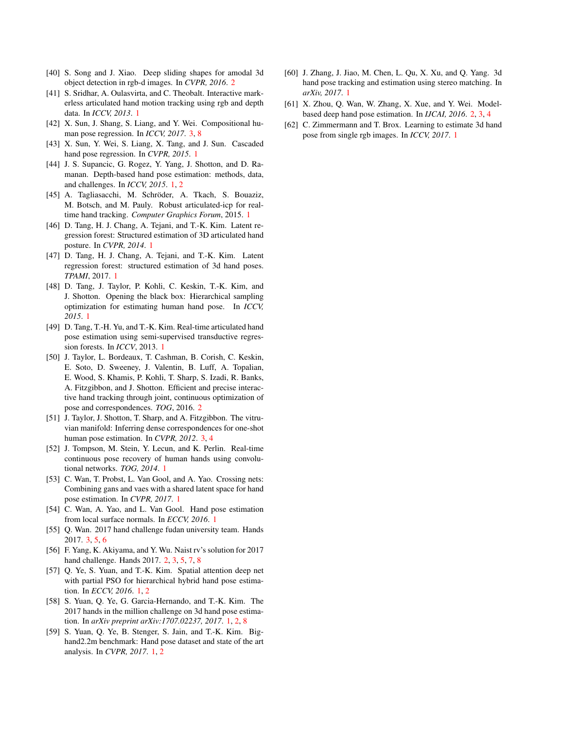[40] S. Song and J. Xiao. Deep sliding shapes for amodal 3d object detection in rgb-d images. In *CVPR, 2016*. 2

[41] S. Sridhar, A. Oulasvirta, and C. Theobalt. Interactive markerless articulated hand motion tracking using rgb and depth data. In *ICCV, 2013*. 1

[42] X. Sun, J. Shang, S. Liang, and Y. Wei. Compositional human pose regression. In *ICCV, 2017*. 3, 8

[43] X. Sun, Y. Wei, S. Liang, X. Tang, and J. Sun. Cascaded hand pose regression. In *CVPR, 2015*. 1

[44] J. S. Supancic, G. Rogez, Y. Yang, J. Shotton, and D. Ramanan. Depth-based hand pose estimation: methods, data, and challenges. In *ICCV, 2015*. 1, 2

[45] A. Tagliasacchi, M. Schröder, A. Tkach, S. Bouaziz, M. Botsch, and M. Pauly. Robust articulated-icp for real-time hand tracking. *Computer Graphics Forum*, 2015. 1

[46] D. Tang, H. J. Chang, A. Tejani, and T.-K. Kim. Latent regression forest: Structured estimation of 3D articulated hand posture. In *CVPR, 2014*. 1

[47] D. Tang, H. J. Chang, A. Tejani, and T.-K. Kim. Latent regression forest: structured estimation of 3d hand poses. *TPAMI*, 2017. 1

[48] D. Tang, J. Taylor, P. Kohli, C. Keskin, T.-K. Kim, and J. Shotton. Opening the black box: Hierarchical sampling optimization for estimating human hand pose. In *ICCV, 2015*. 1

[49] D. Tang, T.-H. Yu, and T.-K. Kim. Real-time articulated hand pose estimation using semi-supervised transductive regression forests. In *ICCV*, 2013. 1

[50] J. Taylor, L. Bordeaux, T. Cashman, B. Corish, C. Keskin, E. Soto, D. Sweeney, J. Valentin, B. Luff, A. Topalian, E. Wood, S. Khamis, P. Kohli, T. Sharp, S. Izadi, R. Banks, A. Fitzgibbon, and J. Shotton. Efficient and precise interactive hand tracking through joint, continuous optimization of pose and correspondences. *TOG*, 2016. 2

[51] J. Taylor, J. Shotton, T. Sharp, and A. Fitzgibbon. The vitruvian manifold: Inferring dense correspondences for one-shot human pose estimation. In *CVPR, 2012*. 3, 4

[52] J. Tompson, M. Stein, Y. Lecun, and K. Perlin. Real-time continuous pose recovery of human hands using convolutional networks. *TOG, 2014*. 1

[53] C. Wan, T. Probst, L. Van Gool, and A. Yao. Crossing nets: Combining gans and vaes with a shared latent space for hand pose estimation. In *CVPR, 2017*. 1

[54] C. Wan, A. Yao, and L. Van Gool. Hand pose estimation from local surface normals. In *ECCV, 2016*. 1

[55] Q. Wan. 2017 hand challenge fudan university team. Hands 2017. 3, 5, 6

[56] F. Yang, K. Akiyama, and Y. Wu. Naist rv's solution for 2017 hand challenge. Hands 2017. 2, 3, 5, 7, 8

[57] Q. Ye, S. Yuan, and T.-K. Kim. Spatial attention deep net with partial PSO for hierarchical hybrid hand pose estimation. In *ECCV, 2016*. 1, 2

[58] S. Yuan, Q. Ye, G. Garcia-Hernando, and T.-K. Kim. The 2017 hands in the million challenge on 3d hand pose estimation. In *arXiv preprint arXiv:1707.02237, 2017*. 1, 2, 8

[59] S. Yuan, Q. Ye, B. Stenger, S. Jain, and T.-K. Kim. Bighand2.2m benchmark: Hand pose dataset and state of the art analysis. In *CVPR, 2017*. 1, 2

[60] J. Zhang, J. Jiao, M. Chen, L. Qu, X. Xu, and Q. Yang. 3d hand pose tracking and estimation using stereo matching. In *arXiv, 2017*. 1

[61] X. Zhou, Q. Wan, W. Zhang, X. Xue, and Y. Wei. Model-based deep hand pose estimation. In *IJCAI, 2016*. 2, 3, 4

[62] C. Zimmermann and T. Brox. Learning to estimate 3d hand pose from single rgb images. In *ICCV, 2017*. 1